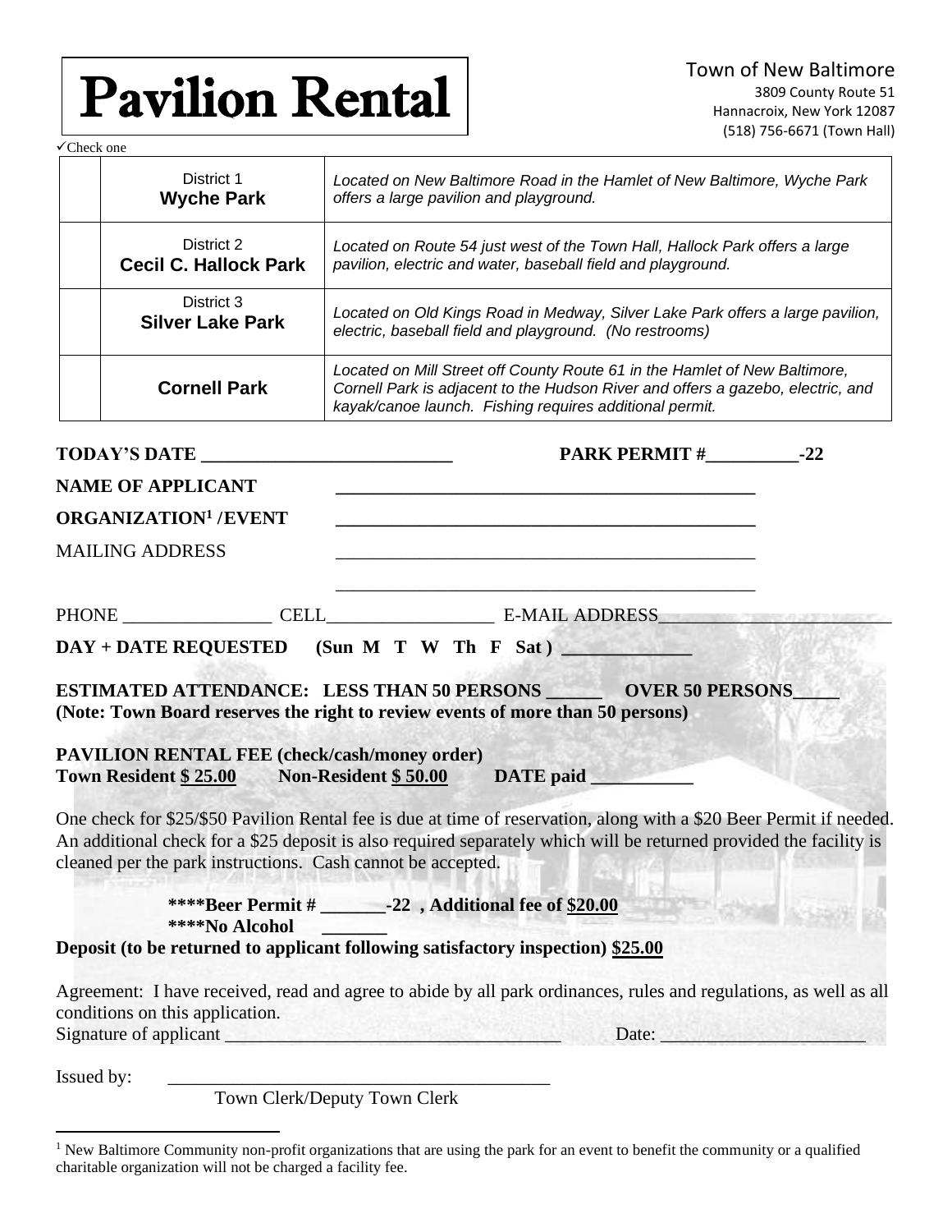# Pavilion Rental

Town of New Baltimore
3809 County Route 51
Hannacroix, New York 12087
(518) 756-6671 (Town Hall)

✓Check one

| | | |
|---|---|---|
| | District 1 **Wyche Park** | *Located on New Baltimore Road in the Hamlet of New Baltimore, Wyche Park offers a large pavilion and playground.* |
| | District 2 **Cecil C. Hallock Park** | *Located on Route 54 just west of the Town Hall, Hallock Park offers a large pavilion, electric and water, baseball field and playground.* |
| | District 3 **Silver Lake Park** | *Located on Old Kings Road in Medway, Silver Lake Park offers a large pavilion, electric, baseball field and playground. (No restrooms)* |
| | **Cornell Park** | *Located on Mill Street off County Route 61 in the Hamlet of New Baltimore, Cornell Park is adjacent to the Hudson River and offers a gazebo, electric, and kayak/canoe launch. Fishing requires additional permit.* |

**TODAY'S DATE ___________________________** **PARK PERMIT #__________-22**

**NAME OF APPLICANT** ______________________________________________

**ORGANIZATION[1] /EVENT** ______________________________________________

MAILING ADDRESS ______________________________________________

______________________________________________

PHONE ________________ CELL_________________ E-MAIL ADDRESS_________________________

**DAY + DATE REQUESTED (Sun M T W Th F Sat ) ______________**

**ESTIMATED ATTENDANCE: LESS THAN 50 PERSONS ______ OVER 50 PERSONS_____**
**(Note: Town Board reserves the right to review events of more than 50 persons)**

**PAVILION RENTAL FEE (check/cash/money order)**
**Town Resident $ 25.00 Non-Resident $ 50.00 DATE paid ___________**

One check for $25/$50 Pavilion Rental fee is due at time of reservation, along with a $20 Beer Permit if needed. An additional check for a $25 deposit is also required separately which will be returned provided the facility is cleaned per the park instructions. Cash cannot be accepted.

**\*\*\*\*Beer Permit # _______-22 , Additional fee of $20.00**
**\*\*\*\*No Alcohol _______**

**Deposit (to be returned to applicant following satisfactory inspection) $25.00**

Agreement: I have received, read and agree to abide by all park ordinances, rules and regulations, as well as all conditions on this application.
Signature of applicant ____________________________________ Date: ______________________

Issued by: __________________________________________
Town Clerk/Deputy Town Clerk

[1] New Baltimore Community non-profit organizations that are using the park for an event to benefit the community or a qualified charitable organization will not be charged a facility fee.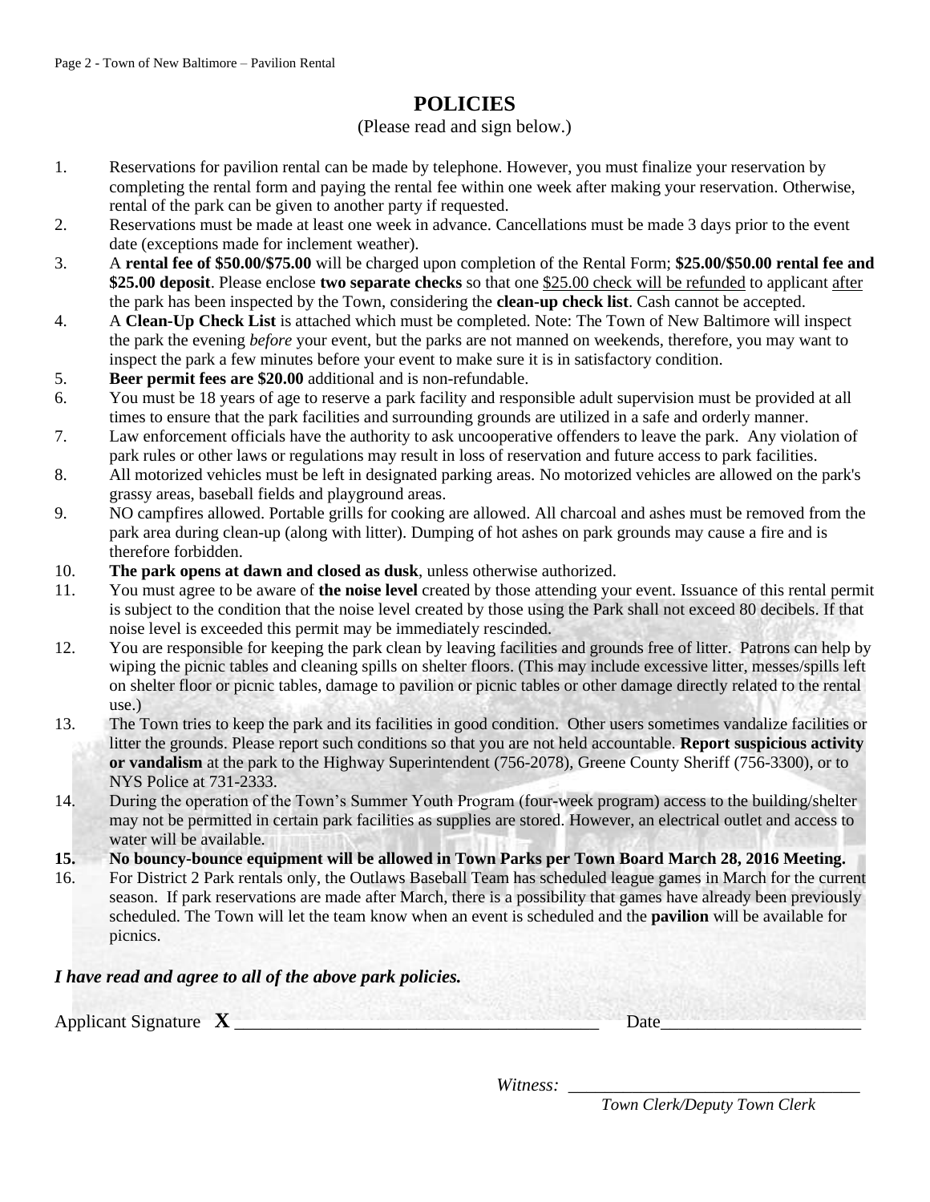# POLICIES

(Please read and sign below.)

1. Reservations for pavilion rental can be made by telephone. However, you must finalize your reservation by completing the rental form and paying the rental fee within one week after making your reservation. Otherwise, rental of the park can be given to another party if requested.
2. Reservations must be made at least one week in advance. Cancellations must be made 3 days prior to the event date (exceptions made for inclement weather).
3. A **rental fee of $50.00/$75.00** will be charged upon completion of the Rental Form; **$25.00/$50.00 rental fee and $25.00 deposit**. Please enclose **two separate checks** so that one <u>$25.00 check will be refunded</u> to applicant <u>after</u> the park has been inspected by the Town, considering the **clean-up check list**. Cash cannot be accepted.
4. A **Clean-Up Check List** is attached which must be completed. Note: The Town of New Baltimore will inspect the park the evening *before* your event, but the parks are not manned on weekends, therefore, you may want to inspect the park a few minutes before your event to make sure it is in satisfactory condition.
5. **Beer permit fees are $20.00** additional and is non-refundable.
6. You must be 18 years of age to reserve a park facility and responsible adult supervision must be provided at all times to ensure that the park facilities and surrounding grounds are utilized in a safe and orderly manner.
7. Law enforcement officials have the authority to ask uncooperative offenders to leave the park. Any violation of park rules or other laws or regulations may result in loss of reservation and future access to park facilities.
8. All motorized vehicles must be left in designated parking areas. No motorized vehicles are allowed on the park's grassy areas, baseball fields and playground areas.
9. NO campfires allowed. Portable grills for cooking are allowed. All charcoal and ashes must be removed from the park area during clean-up (along with litter). Dumping of hot ashes on park grounds may cause a fire and is therefore forbidden.
10. **The park opens at dawn and closed as dusk**, unless otherwise authorized.
11. You must agree to be aware of **the noise level** created by those attending your event. Issuance of this rental permit is subject to the condition that the noise level created by those using the Park shall not exceed 80 decibels. If that noise level is exceeded this permit may be immediately rescinded.
12. You are responsible for keeping the park clean by leaving facilities and grounds free of litter. Patrons can help by wiping the picnic tables and cleaning spills on shelter floors. (This may include excessive litter, messes/spills left on shelter floor or picnic tables, damage to pavilion or picnic tables or other damage directly related to the rental use.)
13. The Town tries to keep the park and its facilities in good condition. Other users sometimes vandalize facilities or litter the grounds. Please report such conditions so that you are not held accountable. **Report suspicious activity or vandalism** at the park to the Highway Superintendent (756-2078), Greene County Sheriff (756-3300), or to NYS Police at 731-2333.
14. During the operation of the Town's Summer Youth Program (four-week program) access to the building/shelter may not be permitted in certain park facilities as supplies are stored. However, an electrical outlet and access to water will be available.
15. **No bouncy-bounce equipment will be allowed in Town Parks per Town Board March 28, 2016 Meeting.**
16. For District 2 Park rentals only, the Outlaws Baseball Team has scheduled league games in March for the current season. If park reservations are made after March, there is a possibility that games have already been previously scheduled. The Town will let the team know when an event is scheduled and the **pavilion** will be available for picnics.

***I have read and agree to all of the above park policies.***

Applicant Signature **X** ________________________________________ Date______________________

*Witness:* ________________________________
*Town Clerk/Deputy Town Clerk*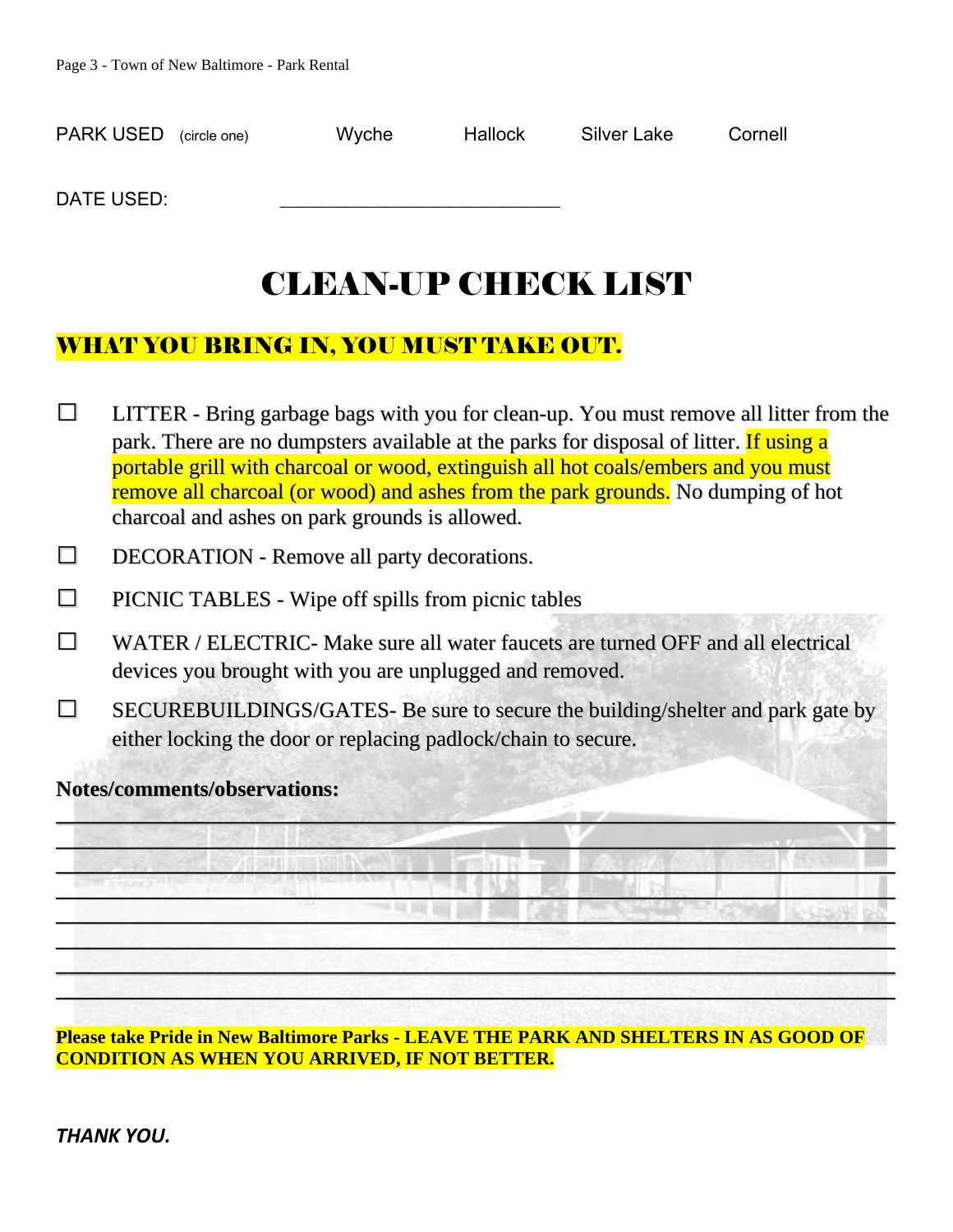PARK USED (circle one) Wyche Hallock Silver Lake Cornell

DATE USED: ____________________________

# CLEAN-UP CHECK LIST

**WHAT YOU BRING IN, YOU MUST TAKE OUT.**

- ☐ LITTER - Bring garbage bags with you for clean-up. You must remove all litter from the park. There are no dumpsters available at the parks for disposal of litter. If using a portable grill with charcoal or wood, extinguish all hot coals/embers and you must remove all charcoal (or wood) and ashes from the park grounds. No dumping of hot charcoal and ashes on park grounds is allowed.
- ☐ DECORATION - Remove all party decorations.
- ☐ PICNIC TABLES - Wipe off spills from picnic tables
- ☐ WATER / ELECTRIC- Make sure all water faucets are turned OFF and all electrical devices you brought with you are unplugged and removed.
- ☐ SECUREBUILDINGS/GATES- Be sure to secure the building/shelter and park gate by either locking the door or replacing padlock/chain to secure.

**Notes/comments/observations:**

______________________________________________________________________________

______________________________________________________________________________

______________________________________________________________________________

______________________________________________________________________________

______________________________________________________________________________

______________________________________________________________________________

______________________________________________________________________________

______________________________________________________________________________

**Please take Pride in New Baltimore Parks - LEAVE THE PARK AND SHELTERS IN AS GOOD OF CONDITION AS WHEN YOU ARRIVED, IF NOT BETTER.**

***THANK YOU.***